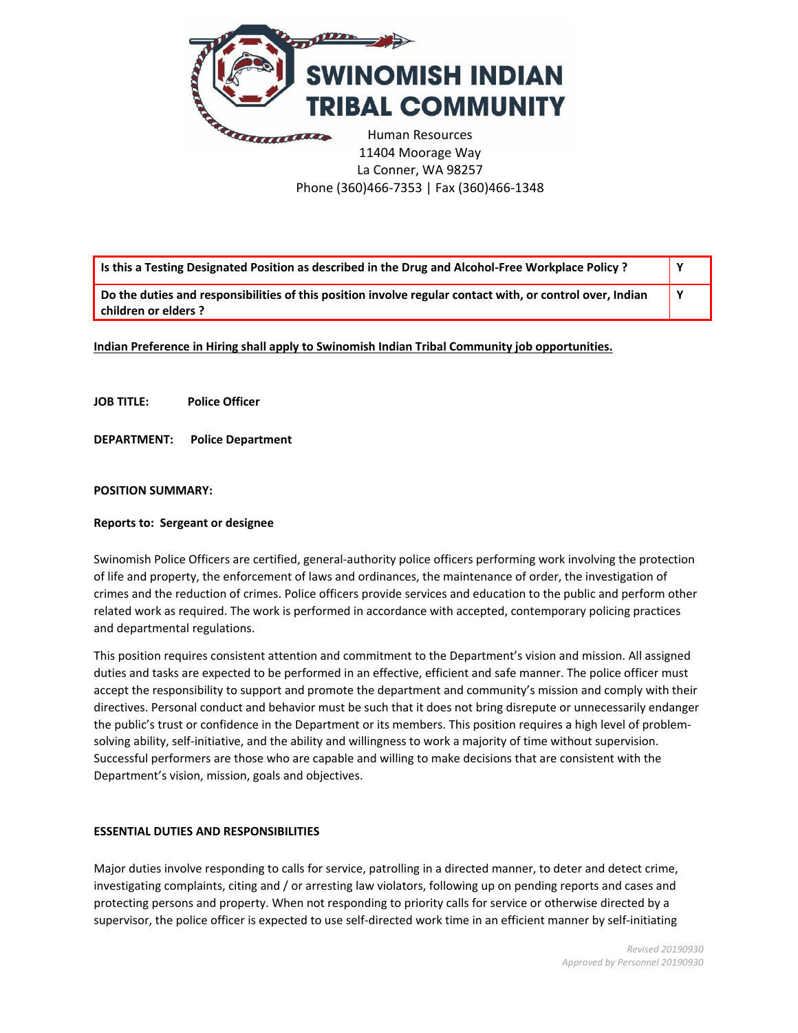# SWINOMISH INDIAN TRIBAL COMMUNITY

Human Resources
11404 Moorage Way
La Conner, WA 98257
Phone (360)466-7353 | Fax (360)466-1348

| Is this a Testing Designated Position as described in the Drug and Alcohol-Free Workplace Policy ? | Y |
|---|---|
| Do the duties and responsibilities of this position involve regular contact with, or control over, Indian children or elders ? | Y |

**Indian Preference in Hiring shall apply to Swinomish Indian Tribal Community job opportunities.**

**JOB TITLE:** **Police Officer**

**DEPARTMENT:** **Police Department**

**POSITION SUMMARY:**

**Reports to: Sergeant or designee**

Swinomish Police Officers are certified, general-authority police officers performing work involving the protection of life and property, the enforcement of laws and ordinances, the maintenance of order, the investigation of crimes and the reduction of crimes. Police officers provide services and education to the public and perform other related work as required. The work is performed in accordance with accepted, contemporary policing practices and departmental regulations.

This position requires consistent attention and commitment to the Department's vision and mission. All assigned duties and tasks are expected to be performed in an effective, efficient and safe manner. The police officer must accept the responsibility to support and promote the department and community's mission and comply with their directives. Personal conduct and behavior must be such that it does not bring disrepute or unnecessarily endanger the public's trust or confidence in the Department or its members. This position requires a high level of problem-solving ability, self-initiative, and the ability and willingness to work a majority of time without supervision. Successful performers are those who are capable and willing to make decisions that are consistent with the Department's vision, mission, goals and objectives.

**ESSENTIAL DUTIES AND RESPONSIBILITIES**

Major duties involve responding to calls for service, patrolling in a directed manner, to deter and detect crime, investigating complaints, citing and / or arresting law violators, following up on pending reports and cases and protecting persons and property. When not responding to priority calls for service or otherwise directed by a supervisor, the police officer is expected to use self-directed work time in an efficient manner by self-initiating

*Revised 20190930*
*Approved by Personnel 20190930*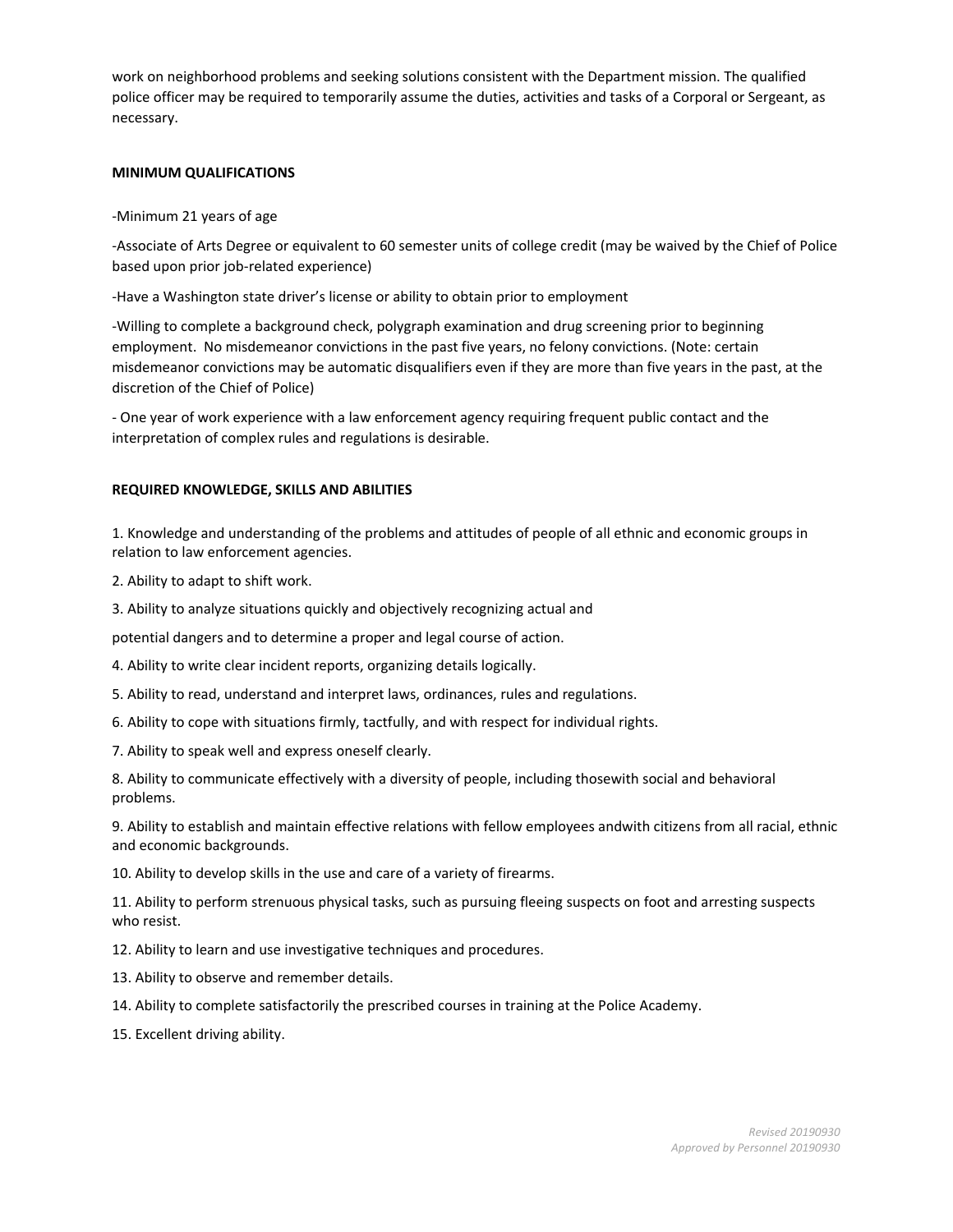work on neighborhood problems and seeking solutions consistent with the Department mission. The qualified police officer may be required to temporarily assume the duties, activities and tasks of a Corporal or Sergeant, as necessary.

**MINIMUM QUALIFICATIONS**

-Minimum 21 years of age

-Associate of Arts Degree or equivalent to 60 semester units of college credit (may be waived by the Chief of Police based upon prior job-related experience)

-Have a Washington state driver's license or ability to obtain prior to employment

-Willing to complete a background check, polygraph examination and drug screening prior to beginning employment. No misdemeanor convictions in the past five years, no felony convictions. (Note: certain misdemeanor convictions may be automatic disqualifiers even if they are more than five years in the past, at the discretion of the Chief of Police)

- One year of work experience with a law enforcement agency requiring frequent public contact and the interpretation of complex rules and regulations is desirable.

**REQUIRED KNOWLEDGE, SKILLS AND ABILITIES**

1. Knowledge and understanding of the problems and attitudes of people of all ethnic and economic groups in relation to law enforcement agencies.

2. Ability to adapt to shift work.

3. Ability to analyze situations quickly and objectively recognizing actual and

potential dangers and to determine a proper and legal course of action.

4. Ability to write clear incident reports, organizing details logically.

5. Ability to read, understand and interpret laws, ordinances, rules and regulations.

6. Ability to cope with situations firmly, tactfully, and with respect for individual rights.

7. Ability to speak well and express oneself clearly.

8. Ability to communicate effectively with a diversity of people, including thosewith social and behavioral problems.

9. Ability to establish and maintain effective relations with fellow employees andwith citizens from all racial, ethnic and economic backgrounds.

10. Ability to develop skills in the use and care of a variety of firearms.

11. Ability to perform strenuous physical tasks, such as pursuing fleeing suspects on foot and arresting suspects who resist.

12. Ability to learn and use investigative techniques and procedures.

13. Ability to observe and remember details.

14. Ability to complete satisfactorily the prescribed courses in training at the Police Academy.

15. Excellent driving ability.

*Revised 20190930*
*Approved by Personnel 20190930*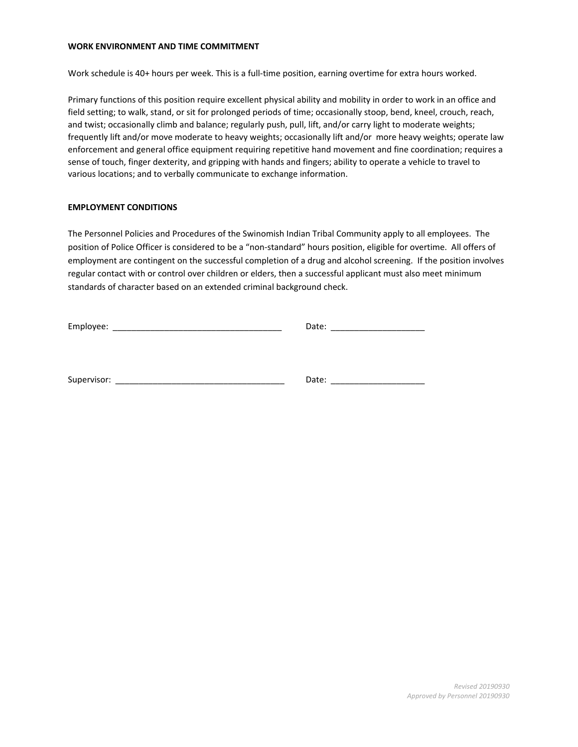**WORK ENVIRONMENT AND TIME COMMITMENT**

Work schedule is 40+ hours per week. This is a full-time position, earning overtime for extra hours worked.

Primary functions of this position require excellent physical ability and mobility in order to work in an office and field setting; to walk, stand, or sit for prolonged periods of time; occasionally stoop, bend, kneel, crouch, reach, and twist; occasionally climb and balance; regularly push, pull, lift, and/or carry light to moderate weights; frequently lift and/or move moderate to heavy weights; occasionally lift and/or more heavy weights; operate law enforcement and general office equipment requiring repetitive hand movement and fine coordination; requires a sense of touch, finger dexterity, and gripping with hands and fingers; ability to operate a vehicle to travel to various locations; and to verbally communicate to exchange information.

**EMPLOYMENT CONDITIONS**

The Personnel Policies and Procedures of the Swinomish Indian Tribal Community apply to all employees. The position of Police Officer is considered to be a "non-standard" hours position, eligible for overtime. All offers of employment are contingent on the successful completion of a drug and alcohol screening. If the position involves regular contact with or control over children or elders, then a successful applicant must also meet minimum standards of character based on an extended criminal background check.

Employee: ____________________________________ Date: ____________________

Supervisor: ____________________________________ Date: ____________________

*Revised 20190930*
*Approved by Personnel 20190930*